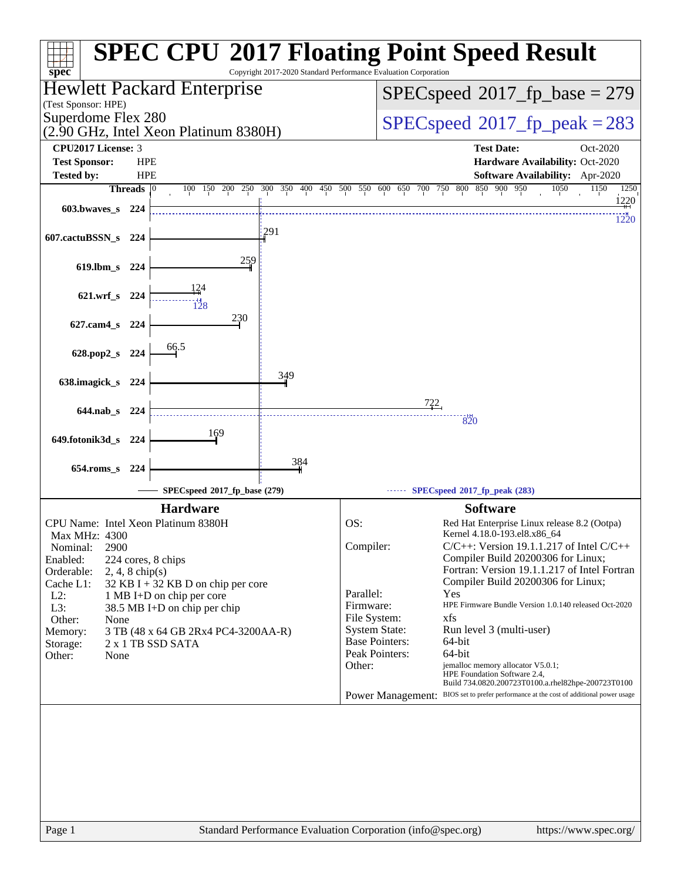# SPEC CPU 2017 Floating Point Speed Result

Copyright 2017-2020 Standard Performance Evaluation Corporation

**Hewlett Packard Enterprise**
(Test Sponsor: HPE)
Superdome Flex 280
(2.90 GHz, Intel Xeon Platinum 8380H)

SPECspeed 2017_fp_base = 279

SPECspeed 2017_fp_peak = 283

| | | | |
|---|---|---|---|
| **CPU2017 License:** | 3 | **Test Date:** | Oct-2020 |
| **Test Sponsor:** | HPE | **Hardware Availability:** | Oct-2020 |
| **Tested by:** | HPE | **Software Availability:** | Apr-2020 |

| Benchmark | Threads | Base | Peak |
|---|---|---|---|
| 603.bwaves_s | 224 | 1220 | 1220 |
| 607.cactuBSSN_s | 224 | 291 | |
| 619.lbm_s | 224 | 259 | |
| 621.wrf_s | 224 | 124 | 128 |
| 627.cam4_s | 224 | 230 | |
| 628.pop2_s | 224 | 66.5 | |
| 638.imagick_s | 224 | 349 | |
| 644.nab_s | 224 | 722 | 820 |
| 649.fotonik3d_s | 224 | 169 | |
| 654.roms_s | 224 | 384 | |

SPECspeed 2017_fp_base (279) — SPECspeed 2017_fp_peak (283)

## Hardware

| | |
|---|---|
| CPU Name: | Intel Xeon Platinum 8380H |
| Max MHz: | 4300 |
| Nominal: | 2900 |
| Enabled: | 224 cores, 8 chips |
| Orderable: | 2, 4, 8 chip(s) |
| Cache L1: | 32 KB I + 32 KB D on chip per core |
| L2: | 1 MB I+D on chip per core |
| L3: | 38.5 MB I+D on chip per chip |
| Other: | None |
| Memory: | 3 TB (48 x 64 GB 2Rx4 PC4-3200AA-R) |
| Storage: | 2 x 1 TB SSD SATA |
| Other: | None |

## Software

| | |
|---|---|
| OS: | Red Hat Enterprise Linux release 8.2 (Ootpa) Kernel 4.18.0-193.el8.x86_64 |
| Compiler: | C/C++: Version 19.1.1.217 of Intel C/C++ Compiler Build 20200306 for Linux; Fortran: Version 19.1.1.217 of Intel Fortran Compiler Build 20200306 for Linux; |
| Parallel: | Yes |
| Firmware: | HPE Firmware Bundle Version 1.0.140 released Oct-2020 |
| File System: | xfs |
| System State: | Run level 3 (multi-user) |
| Base Pointers: | 64-bit |
| Peak Pointers: | 64-bit |
| Other: | jemalloc memory allocator V5.0.1; HPE Foundation Software 2.4, Build 734.0820.200723T0100.a.rhel82hpe-200723T0100 |
| Power Management: | BIOS set to prefer performance at the cost of additional power usage |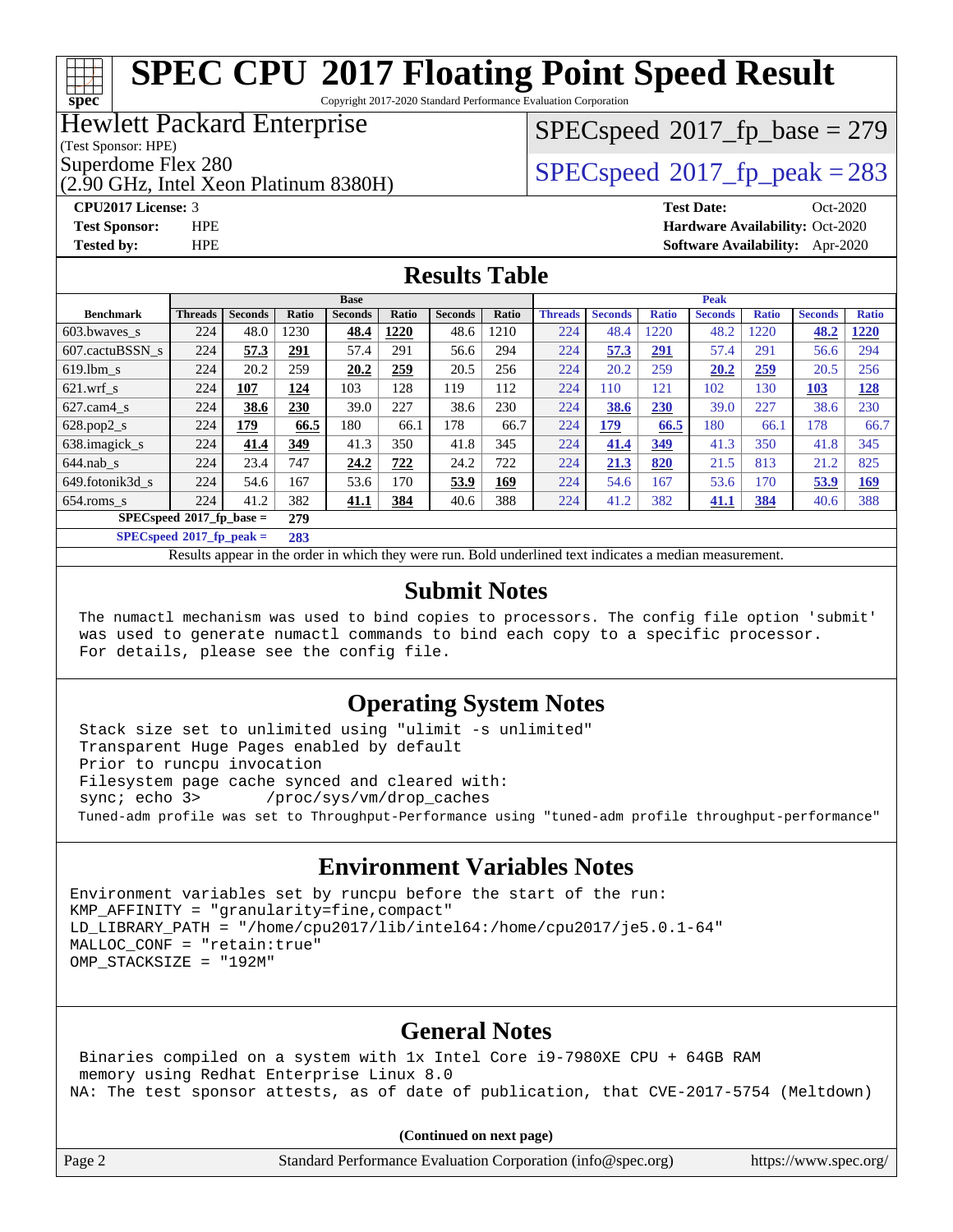# SPEC CPU 2017 Floating Point Speed Result

Copyright 2017-2020 Standard Performance Evaluation Corporation

## Hewlett Packard Enterprise

(Test Sponsor: HPE)

Superdome Flex 280

(2.90 GHz, Intel Xeon Platinum 8380H)

SPECspeed 2017_fp_base = 279

SPECspeed 2017_fp_peak = 283

**CPU2017 License:** 3
**Test Sponsor:** HPE
**Tested by:** HPE

**Test Date:** Oct-2020
**Hardware Availability:** Oct-2020
**Software Availability:** Apr-2020

## Results Table

| Benchmark | Base | | | | | | | Peak | | | | | | |
|---|---|---|---|---|---|---|---|---|---|---|---|---|---|---|
| | Threads | Seconds | Ratio | Seconds | Ratio | Seconds | Ratio | Threads | Seconds | Ratio | Seconds | Ratio | Seconds | Ratio |
| 603.bwaves_s | 224 | 48.0 | 1230 | **48.4** | **1220** | 48.6 | 1210 | 224 | 48.4 | 1220 | 48.2 | 1220 | **48.2** | **1220** |
| 607.cactuBSSN_s | 224 | **57.3** | **291** | 57.4 | 291 | 56.6 | 294 | 224 | **57.3** | **291** | 57.4 | 291 | 56.6 | 294 |
| 619.lbm_s | 224 | 20.2 | 259 | **20.2** | **259** | 20.5 | 256 | 224 | 20.2 | 259 | **20.2** | **259** | 20.5 | 256 |
| 621.wrf_s | 224 | **107** | **124** | 103 | 128 | 119 | 112 | 224 | 110 | 121 | 102 | 130 | **103** | **128** |
| 627.cam4_s | 224 | **38.6** | **230** | 39.0 | 227 | 38.6 | 230 | 224 | **38.6** | **230** | 39.0 | 227 | 38.6 | 230 |
| 628.pop2_s | 224 | **179** | **66.5** | 180 | 66.1 | 178 | 66.7 | 224 | **179** | **66.5** | 180 | 66.1 | 178 | 66.7 |
| 638.imagick_s | 224 | **41.4** | **349** | 41.3 | 350 | 41.8 | 345 | 224 | **41.4** | **349** | 41.3 | 350 | 41.8 | 345 |
| 644.nab_s | 224 | 23.4 | 747 | **24.2** | **722** | 24.2 | 722 | 224 | **21.3** | **820** | 21.5 | 813 | 21.2 | 825 |
| 649.fotonik3d_s | 224 | 54.6 | 167 | 53.6 | 170 | **53.9** | **169** | 224 | 54.6 | 167 | 53.6 | 170 | **53.9** | **169** |
| 654.roms_s | 224 | 41.2 | 382 | **41.1** | **384** | 40.6 | 388 | 224 | 41.2 | 382 | **41.1** | **384** | 40.6 | 388 |

**SPECspeed 2017_fp_base = 279**

**SPECspeed 2017_fp_peak = 283**

Results appear in the order in which they were run. Bold underlined text indicates a median measurement.

## Submit Notes

```
The numactl mechanism was used to bind copies to processors. The config file option 'submit'
was used to generate numactl commands to bind each copy to a specific processor.
For details, please see the config file.
```

## Operating System Notes

```
Stack size set to unlimited using "ulimit -s unlimited"
Transparent Huge Pages enabled by default
Prior to runcpu invocation
Filesystem page cache synced and cleared with:
sync; echo 3>       /proc/sys/vm/drop_caches
Tuned-adm profile was set to Throughput-Performance using "tuned-adm profile throughput-performance"
```

## Environment Variables Notes

```
Environment variables set by runcpu before the start of the run:
KMP_AFFINITY = "granularity=fine,compact"
LD_LIBRARY_PATH = "/home/cpu2017/lib/intel64:/home/cpu2017/je5.0.1-64"
MALLOC_CONF = "retain:true"
OMP_STACKSIZE = "192M"
```

## General Notes

```
Binaries compiled on a system with 1x Intel Core i9-7980XE CPU + 64GB RAM
memory using Redhat Enterprise Linux 8.0
NA: The test sponsor attests, as of date of publication, that CVE-2017-5754 (Meltdown)
```

**(Continued on next page)**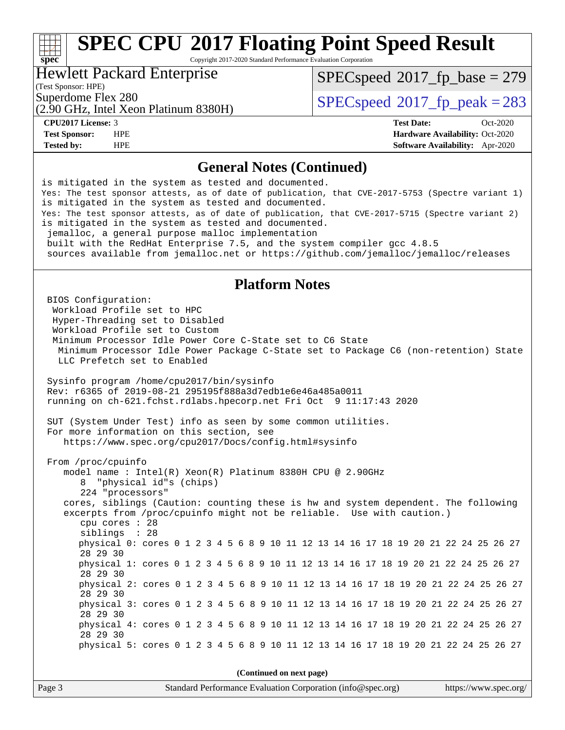## General Notes (Continued)

```
is mitigated in the system as tested and documented.
Yes: The test sponsor attests, as of date of publication, that CVE-2017-5753 (Spectre variant 1)
is mitigated in the system as tested and documented.
Yes: The test sponsor attests, as of date of publication, that CVE-2017-5715 (Spectre variant 2)
is mitigated in the system as tested and documented.
 jemalloc, a general purpose malloc implementation
 built with the RedHat Enterprise 7.5, and the system compiler gcc 4.8.5
 sources available from jemalloc.net or https://github.com/jemalloc/jemalloc/releases
```

## Platform Notes

```
BIOS Configuration:
 Workload Profile set to HPC
 Hyper-Threading set to Disabled
 Workload Profile set to Custom
 Minimum Processor Idle Power Core C-State set to C6 State
  Minimum Processor Idle Power Package C-State set to Package C6 (non-retention) State
  LLC Prefetch set to Enabled

Sysinfo program /home/cpu2017/bin/sysinfo
Rev: r6365 of 2019-08-21 295195f888a3d7edb1e6e46a485a0011
running on ch-621.fchst.rdlabs.hpecorp.net Fri Oct  9 11:17:43 2020

SUT (System Under Test) info as seen by some common utilities.
For more information on this section, see
   https://www.spec.org/cpu2017/Docs/config.html#sysinfo

From /proc/cpuinfo
   model name : Intel(R) Xeon(R) Platinum 8380H CPU @ 2.90GHz
      8  "physical id"s (chips)
      224 "processors"
   cores, siblings (Caution: counting these is hw and system dependent. The following
   excerpts from /proc/cpuinfo might not be reliable.  Use with caution.)
      cpu cores : 28
      siblings  : 28
      physical 0: cores 0 1 2 3 4 5 6 8 9 10 11 12 13 14 16 17 18 19 20 21 22 24 25 26 27
      28 29 30
      physical 1: cores 0 1 2 3 4 5 6 8 9 10 11 12 13 14 16 17 18 19 20 21 22 24 25 26 27
      28 29 30
      physical 2: cores 0 1 2 3 4 5 6 8 9 10 11 12 13 14 16 17 18 19 20 21 22 24 25 26 27
      28 29 30
      physical 3: cores 0 1 2 3 4 5 6 8 9 10 11 12 13 14 16 17 18 19 20 21 22 24 25 26 27
      28 29 30
      physical 4: cores 0 1 2 3 4 5 6 8 9 10 11 12 13 14 16 17 18 19 20 21 22 24 25 26 27
      28 29 30
      physical 5: cores 0 1 2 3 4 5 6 8 9 10 11 12 13 14 16 17 18 19 20 21 22 24 25 26 27
```

(Continued on next page)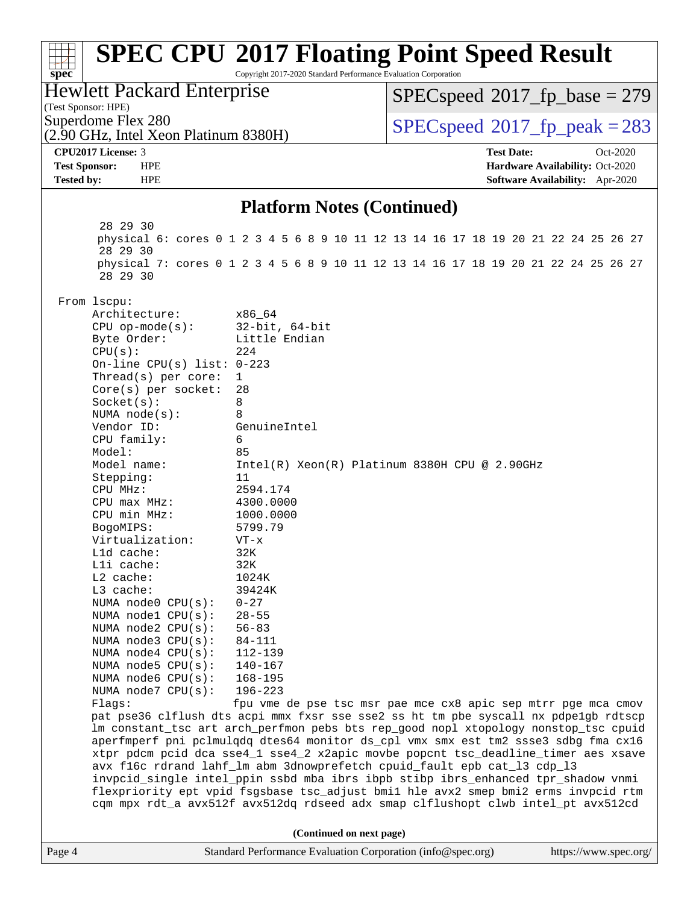## Platform Notes (Continued)

```
        28 29 30
        physical 6: cores 0 1 2 3 4 5 6 8 9 10 11 12 13 14 16 17 18 19 20 21 22 24 25 26 27
        28 29 30
        physical 7: cores 0 1 2 3 4 5 6 8 9 10 11 12 13 14 16 17 18 19 20 21 22 24 25 26 27
        28 29 30

 From lscpu:
      Architecture:          x86_64
      CPU op-mode(s):        32-bit, 64-bit
      Byte Order:            Little Endian
      CPU(s):                224
      On-line CPU(s) list: 0-223
      Thread(s) per core:  1
      Core(s) per socket:  28
      Socket(s):             8
      NUMA node(s):          8
      Vendor ID:             GenuineIntel
      CPU family:            6
      Model:                 85
      Model name:            Intel(R) Xeon(R) Platinum 8380H CPU @ 2.90GHz
      Stepping:              11
      CPU MHz:               2594.174
      CPU max MHz:           4300.0000
      CPU min MHz:           1000.0000
      BogoMIPS:              5799.79
      Virtualization:        VT-x
      L1d cache:             32K
      L1i cache:             32K
      L2 cache:              1024K
      L3 cache:              39424K
      NUMA node0 CPU(s):     0-27
      NUMA node1 CPU(s):     28-55
      NUMA node2 CPU(s):     56-83
      NUMA node3 CPU(s):     84-111
      NUMA node4 CPU(s):     112-139
      NUMA node5 CPU(s):     140-167
      NUMA node6 CPU(s):     168-195
      NUMA node7 CPU(s):     196-223
      Flags:                 fpu vme de pse tsc msr pae mce cx8 apic sep mtrr pge mca cmov
      pat pse36 clflush dts acpi mmx fxsr sse sse2 ss ht tm pbe syscall nx pdpe1gb rdtscp
      lm constant_tsc art arch_perfmon pebs bts rep_good nopl xtopology nonstop_tsc cpuid
      aperfmperf pni pclmulqdq dtes64 monitor ds_cpl vmx smx est tm2 ssse3 sdbg fma cx16
      xtpr pdcm pcid dca sse4_1 sse4_2 x2apic movbe popcnt tsc_deadline_timer aes xsave
      avx f16c rdrand lahf_lm abm 3dnowprefetch cpuid_fault epb cat_l3 cdp_l3
      invpcid_single intel_ppin ssbd mba ibrs ibpb stibp ibrs_enhanced tpr_shadow vnmi
      flexpriority ept vpid fsgsbase tsc_adjust bmi1 hle avx2 smep bmi2 erms invpcid rtm
      cqm mpx rdt_a avx512f avx512dq rdseed adx smap clflushopt clwb intel_pt avx512cd
```

**(Continued on next page)**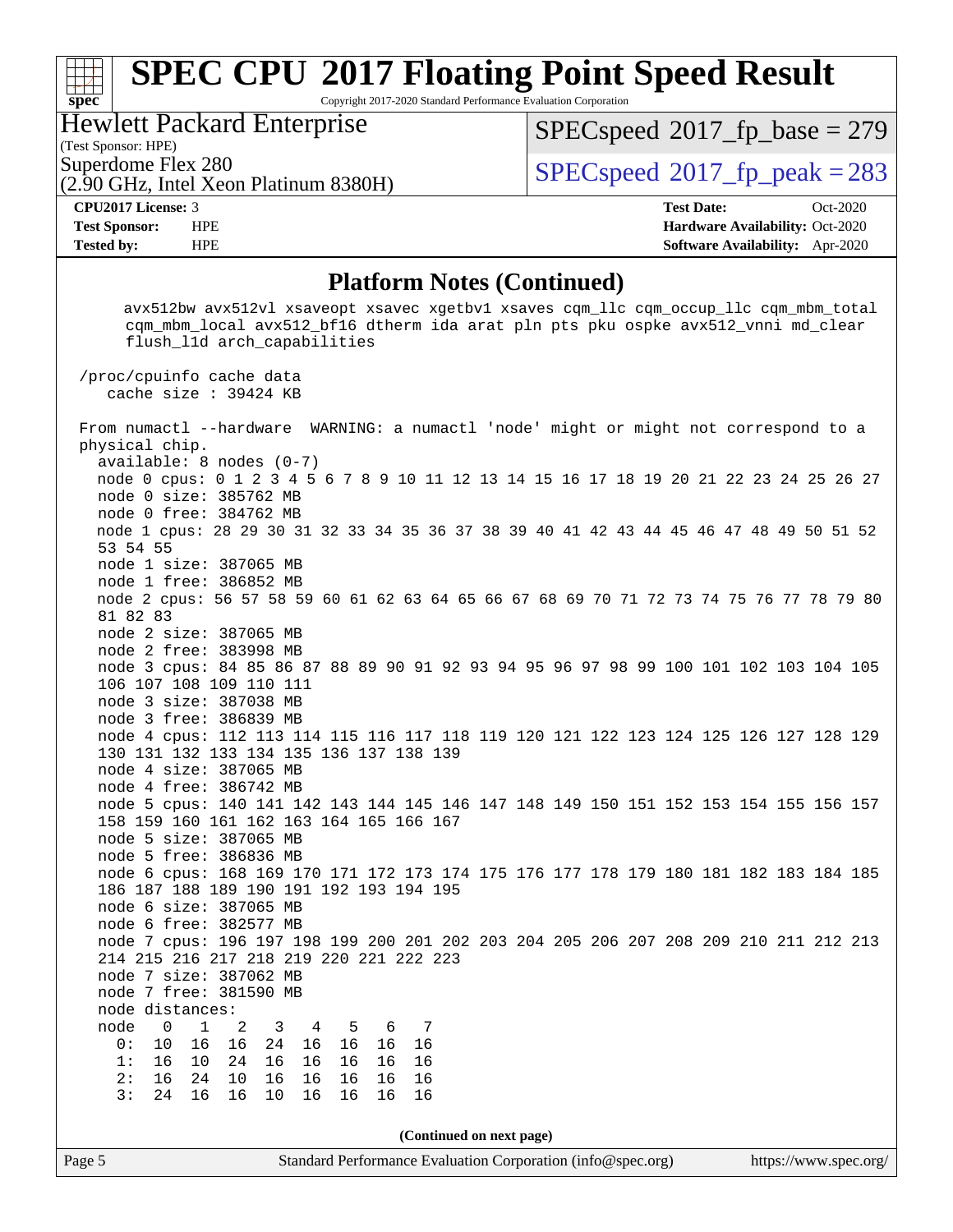## Platform Notes (Continued)

```
     avx512bw avx512vl xsaveopt xsavec xgetbv1 xsaves cqm_llc cqm_occup_llc cqm_mbm_total
     cqm_mbm_local avx512_bf16 dtherm ida arat pln pts pku ospke avx512_vnni md_clear
     flush_l1d arch_capabilities

 /proc/cpuinfo cache data
    cache size : 39424 KB

 From numactl --hardware  WARNING: a numactl 'node' might or might not correspond to a
 physical chip.
   available: 8 nodes (0-7)
   node 0 cpus: 0 1 2 3 4 5 6 7 8 9 10 11 12 13 14 15 16 17 18 19 20 21 22 23 24 25 26 27
   node 0 size: 385762 MB
   node 0 free: 384762 MB
   node 1 cpus: 28 29 30 31 32 33 34 35 36 37 38 39 40 41 42 43 44 45 46 47 48 49 50 51 52
   53 54 55
   node 1 size: 387065 MB
   node 1 free: 386852 MB
   node 2 cpus: 56 57 58 59 60 61 62 63 64 65 66 67 68 69 70 71 72 73 74 75 76 77 78 79 80
   81 82 83
   node 2 size: 387065 MB
   node 2 free: 383998 MB
   node 3 cpus: 84 85 86 87 88 89 90 91 92 93 94 95 96 97 98 99 100 101 102 103 104 105
   106 107 108 109 110 111
   node 3 size: 387038 MB
   node 3 free: 386839 MB
   node 4 cpus: 112 113 114 115 116 117 118 119 120 121 122 123 124 125 126 127 128 129
   130 131 132 133 134 135 136 137 138 139
   node 4 size: 387065 MB
   node 4 free: 386742 MB
   node 5 cpus: 140 141 142 143 144 145 146 147 148 149 150 151 152 153 154 155 156 157
   158 159 160 161 162 163 164 165 166 167
   node 5 size: 387065 MB
   node 5 free: 386836 MB
   node 6 cpus: 168 169 170 171 172 173 174 175 176 177 178 179 180 181 182 183 184 185
   186 187 188 189 190 191 192 193 194 195
   node 6 size: 387065 MB
   node 6 free: 382577 MB
   node 7 cpus: 196 197 198 199 200 201 202 203 204 205 206 207 208 209 210 211 212 213
   214 215 216 217 218 219 220 221 222 223
   node 7 size: 387062 MB
   node 7 free: 381590 MB
   node distances:
   node   0   1   2   3   4   5   6   7
     0:  10  16  16  24  16  16  16  16
     1:  16  10  24  16  16  16  16  16
     2:  16  24  10  16  16  16  16  16
     3:  24  16  16  10  16  16  16  16
```

(Continued on next page)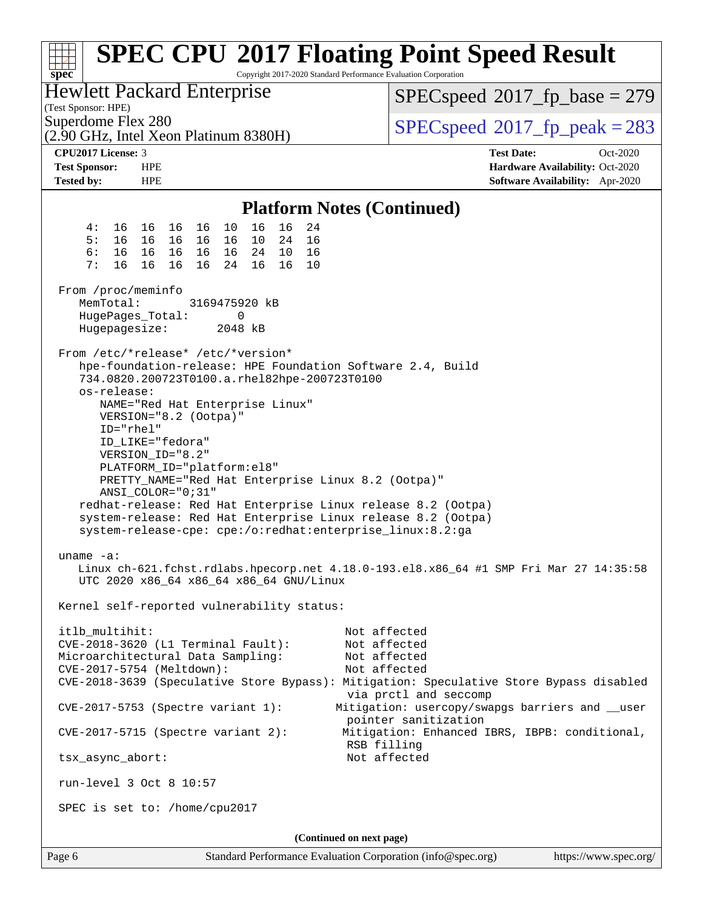# SPEC CPU 2017 Floating Point Speed Result

Copyright 2017-2020 Standard Performance Evaluation Corporation

**Hewlett Packard Enterprise**
(Test Sponsor: HPE)
Superdome Flex 280
(2.90 GHz, Intel Xeon Platinum 8380H)

SPECspeed 2017_fp_base = 279
SPECspeed 2017_fp_peak = 283

**CPU2017 License:** 3
**Test Sponsor:** HPE
**Tested by:** HPE

**Test Date:** Oct-2020
**Hardware Availability:** Oct-2020
**Software Availability:** Apr-2020

## Platform Notes (Continued)

```
    4:  16  16  16  16  10  16  16  24
    5:  16  16  16  16  16  10  24  16
    6:  16  16  16  16  16  24  10  16
    7:  16  16  16  16  24  16  16  10

 From /proc/meminfo
    MemTotal:       3169475920 kB
    HugePages_Total:       0
    Hugepagesize:       2048 kB

 From /etc/*release* /etc/*version*
    hpe-foundation-release: HPE Foundation Software 2.4, Build
    734.0820.200723T0100.a.rhel82hpe-200723T0100
    os-release:
       NAME="Red Hat Enterprise Linux"
       VERSION="8.2 (Ootpa)"
       ID="rhel"
       ID_LIKE="fedora"
       VERSION_ID="8.2"
       PLATFORM_ID="platform:el8"
       PRETTY_NAME="Red Hat Enterprise Linux 8.2 (Ootpa)"
       ANSI_COLOR="0;31"
    redhat-release: Red Hat Enterprise Linux release 8.2 (Ootpa)
    system-release: Red Hat Enterprise Linux release 8.2 (Ootpa)
    system-release-cpe: cpe:/o:redhat:enterprise_linux:8.2:ga

 uname -a:
    Linux ch-621.fchst.rdlabs.hpecorp.net 4.18.0-193.el8.x86_64 #1 SMP Fri Mar 27 14:35:58
    UTC 2020 x86_64 x86_64 x86_64 GNU/Linux

 Kernel self-reported vulnerability status:

 itlb_multihit:                                   Not affected
 CVE-2018-3620 (L1 Terminal Fault):               Not affected
 Microarchitectural Data Sampling:                Not affected
 CVE-2017-5754 (Meltdown):                        Not affected
 CVE-2018-3639 (Speculative Store Bypass): Mitigation: Speculative Store Bypass disabled
                                                  via prctl and seccomp
 CVE-2017-5753 (Spectre variant 1):              Mitigation: usercopy/swapgs barriers and __user
                                                  pointer sanitization
 CVE-2017-5715 (Spectre variant 2):              Mitigation: Enhanced IBRS, IBPB: conditional,
                                                  RSB filling
 tsx_async_abort:                                 Not affected

 run-level 3 Oct 8 10:57

 SPEC is set to: /home/cpu2017
```

**(Continued on next page)**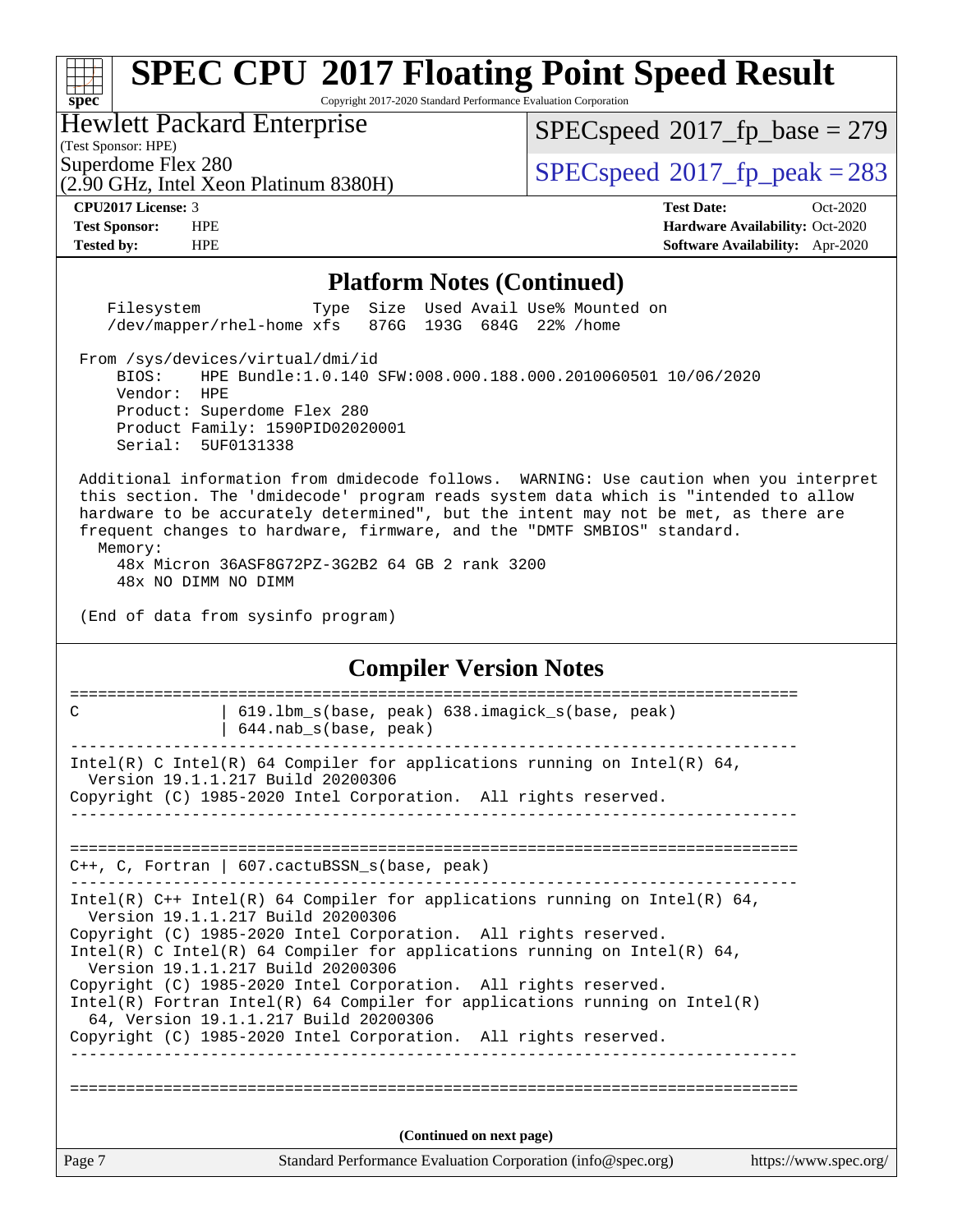# SPEC CPU 2017 Floating Point Speed Result

Copyright 2017-2020 Standard Performance Evaluation Corporation

**Hewlett Packard Enterprise**
(Test Sponsor: HPE)
Superdome Flex 280
(2.90 GHz, Intel Xeon Platinum 8380H)

SPECspeed 2017_fp_base = 279
SPECspeed 2017_fp_peak = 283

| | | | |
|---|---|---|---|
| **CPU2017 License:** | 3 | **Test Date:** | Oct-2020 |
| **Test Sponsor:** | HPE | **Hardware Availability:** | Oct-2020 |
| **Tested by:** | HPE | **Software Availability:** | Apr-2020 |

## Platform Notes (Continued)

```
   Filesystem           Type  Size  Used Avail Use% Mounted on
   /dev/mapper/rhel-home xfs   876G  193G  684G  22% /home

 From /sys/devices/virtual/dmi/id
     BIOS:    HPE Bundle:1.0.140 SFW:008.000.188.000.2010060501 10/06/2020
     Vendor:  HPE
     Product: Superdome Flex 280
     Product Family: 1590PID02020001
     Serial:  5UF0131338

 Additional information from dmidecode follows.  WARNING: Use caution when you interpret
 this section. The 'dmidecode' program reads system data which is "intended to allow
 hardware to be accurately determined", but the intent may not be met, as there are
 frequent changes to hardware, firmware, and the "DMTF SMBIOS" standard.
   Memory:
     48x Micron 36ASF8G72PZ-3G2B2 64 GB 2 rank 3200
     48x NO DIMM NO DIMM

 (End of data from sysinfo program)
```

## Compiler Version Notes

```
==============================================================================
C               | 619.lbm_s(base, peak) 638.imagick_s(base, peak)
                | 644.nab_s(base, peak)
------------------------------------------------------------------------------
Intel(R) C Intel(R) 64 Compiler for applications running on Intel(R) 64,
  Version 19.1.1.217 Build 20200306
Copyright (C) 1985-2020 Intel Corporation.  All rights reserved.
------------------------------------------------------------------------------

==============================================================================
C++, C, Fortran | 607.cactuBSSN_s(base, peak)
------------------------------------------------------------------------------
Intel(R) C++ Intel(R) 64 Compiler for applications running on Intel(R) 64,
  Version 19.1.1.217 Build 20200306
Copyright (C) 1985-2020 Intel Corporation.  All rights reserved.
Intel(R) C Intel(R) 64 Compiler for applications running on Intel(R) 64,
  Version 19.1.1.217 Build 20200306
Copyright (C) 1985-2020 Intel Corporation.  All rights reserved.
Intel(R) Fortran Intel(R) 64 Compiler for applications running on Intel(R)
  64, Version 19.1.1.217 Build 20200306
Copyright (C) 1985-2020 Intel Corporation.  All rights reserved.
------------------------------------------------------------------------------

==============================================================================
```

(Continued on next page)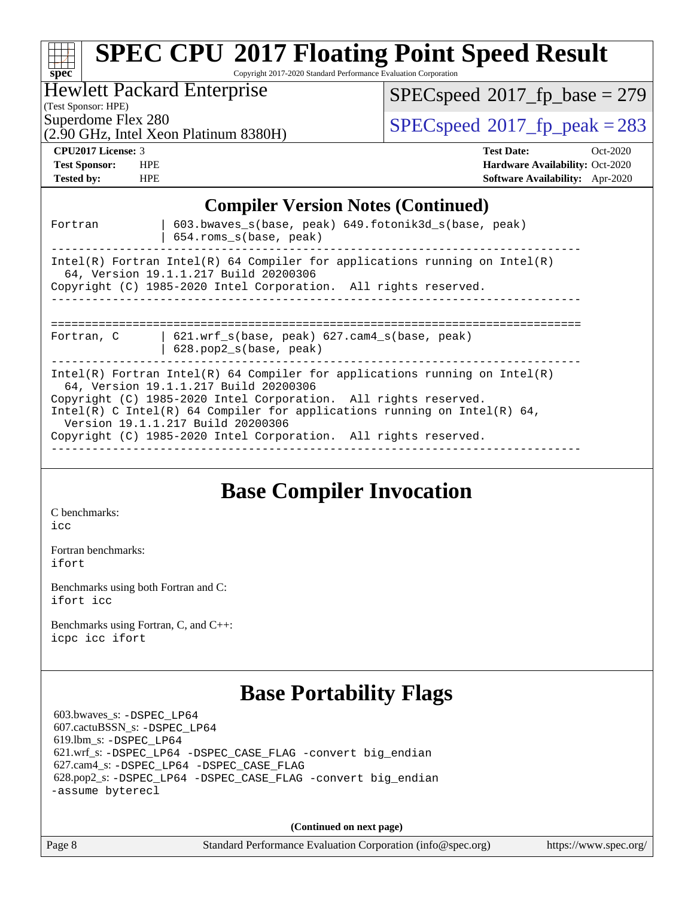# SPEC CPU 2017 Floating Point Speed Result

Copyright 2017-2020 Standard Performance Evaluation Corporation

Hewlett Packard Enterprise
(Test Sponsor: HPE)
Superdome Flex 280
(2.90 GHz, Intel Xeon Platinum 8380H)

SPECspeed 2017_fp_base = 279
SPECspeed 2017_fp_peak = 283

**CPU2017 License:** 3
**Test Sponsor:** HPE
**Tested by:** HPE

**Test Date:** Oct-2020
**Hardware Availability:** Oct-2020
**Software Availability:** Apr-2020

## Compiler Version Notes (Continued)

```
Fortran         | 603.bwaves_s(base, peak) 649.fotonik3d_s(base, peak)
                | 654.roms_s(base, peak)
------------------------------------------------------------------------------
Intel(R) Fortran Intel(R) 64 Compiler for applications running on Intel(R)
  64, Version 19.1.1.217 Build 20200306
Copyright (C) 1985-2020 Intel Corporation.  All rights reserved.
------------------------------------------------------------------------------

==============================================================================
Fortran, C      | 621.wrf_s(base, peak) 627.cam4_s(base, peak)
                | 628.pop2_s(base, peak)
------------------------------------------------------------------------------
Intel(R) Fortran Intel(R) 64 Compiler for applications running on Intel(R)
  64, Version 19.1.1.217 Build 20200306
Copyright (C) 1985-2020 Intel Corporation.  All rights reserved.
Intel(R) C Intel(R) 64 Compiler for applications running on Intel(R) 64,
  Version 19.1.1.217 Build 20200306
Copyright (C) 1985-2020 Intel Corporation.  All rights reserved.
------------------------------------------------------------------------------
```

## Base Compiler Invocation

C benchmarks:
icc

Fortran benchmarks:
ifort

Benchmarks using both Fortran and C:
ifort icc

Benchmarks using Fortran, C, and C++:
icpc icc ifort

## Base Portability Flags

603.bwaves_s: -DSPEC_LP64
607.cactuBSSN_s: -DSPEC_LP64
619.lbm_s: -DSPEC_LP64
621.wrf_s: -DSPEC_LP64 -DSPEC_CASE_FLAG -convert big_endian
627.cam4_s: -DSPEC_LP64 -DSPEC_CASE_FLAG
628.pop2_s: -DSPEC_LP64 -DSPEC_CASE_FLAG -convert big_endian -assume byterecl

**(Continued on next page)**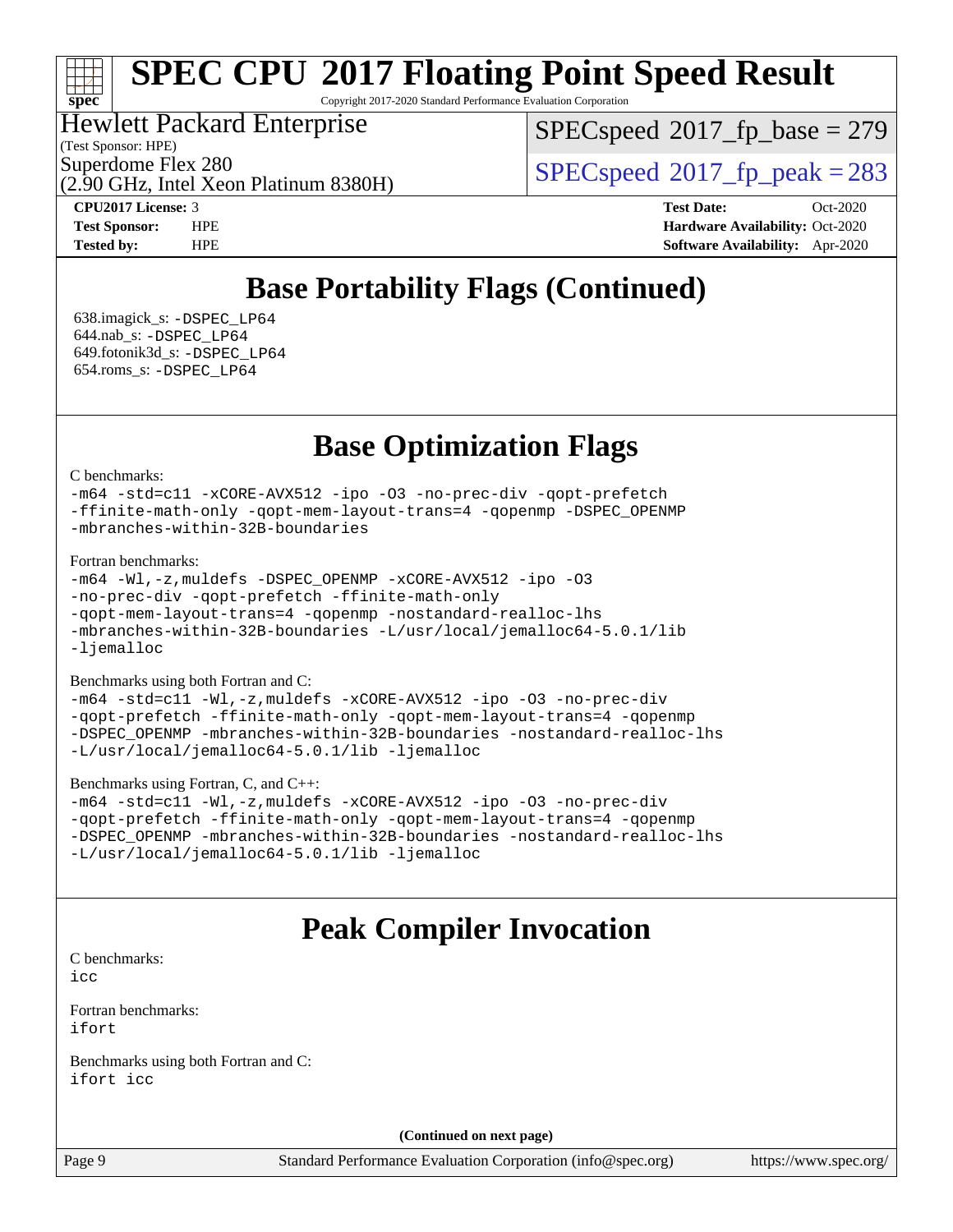# SPEC CPU 2017 Floating Point Speed Result

Copyright 2017-2020 Standard Performance Evaluation Corporation

Hewlett Packard Enterprise
(Test Sponsor: HPE)
Superdome Flex 280
(2.90 GHz, Intel Xeon Platinum 8380H)

SPECspeed 2017_fp_base = 279

SPECspeed 2017_fp_peak = 283

**CPU2017 License:** 3
**Test Sponsor:** HPE
**Tested by:** HPE

**Test Date:** Oct-2020
**Hardware Availability:** Oct-2020
**Software Availability:** Apr-2020

## Base Portability Flags (Continued)

638.imagick_s: -DSPEC_LP64
644.nab_s: -DSPEC_LP64
649.fotonik3d_s: -DSPEC_LP64
654.roms_s: -DSPEC_LP64

## Base Optimization Flags

C benchmarks:
```
-m64 -std=c11 -xCORE-AVX512 -ipo -O3 -no-prec-div -qopt-prefetch
-ffinite-math-only -qopt-mem-layout-trans=4 -qopenmp -DSPEC_OPENMP
-mbranches-within-32B-boundaries
```

Fortran benchmarks:
```
-m64 -Wl,-z,muldefs -DSPEC_OPENMP -xCORE-AVX512 -ipo -O3
-no-prec-div -qopt-prefetch -ffinite-math-only
-qopt-mem-layout-trans=4 -qopenmp -nostandard-realloc-lhs
-mbranches-within-32B-boundaries -L/usr/local/jemalloc64-5.0.1/lib
-ljemalloc
```

Benchmarks using both Fortran and C:
```
-m64 -std=c11 -Wl,-z,muldefs -xCORE-AVX512 -ipo -O3 -no-prec-div
-qopt-prefetch -ffinite-math-only -qopt-mem-layout-trans=4 -qopenmp
-DSPEC_OPENMP -mbranches-within-32B-boundaries -nostandard-realloc-lhs
-L/usr/local/jemalloc64-5.0.1/lib -ljemalloc
```

Benchmarks using Fortran, C, and C++:
```
-m64 -std=c11 -Wl,-z,muldefs -xCORE-AVX512 -ipo -O3 -no-prec-div
-qopt-prefetch -ffinite-math-only -qopt-mem-layout-trans=4 -qopenmp
-DSPEC_OPENMP -mbranches-within-32B-boundaries -nostandard-realloc-lhs
-L/usr/local/jemalloc64-5.0.1/lib -ljemalloc
```

## Peak Compiler Invocation

C benchmarks:
```
icc
```

Fortran benchmarks:
```
ifort
```

Benchmarks using both Fortran and C:
```
ifort icc
```

**(Continued on next page)**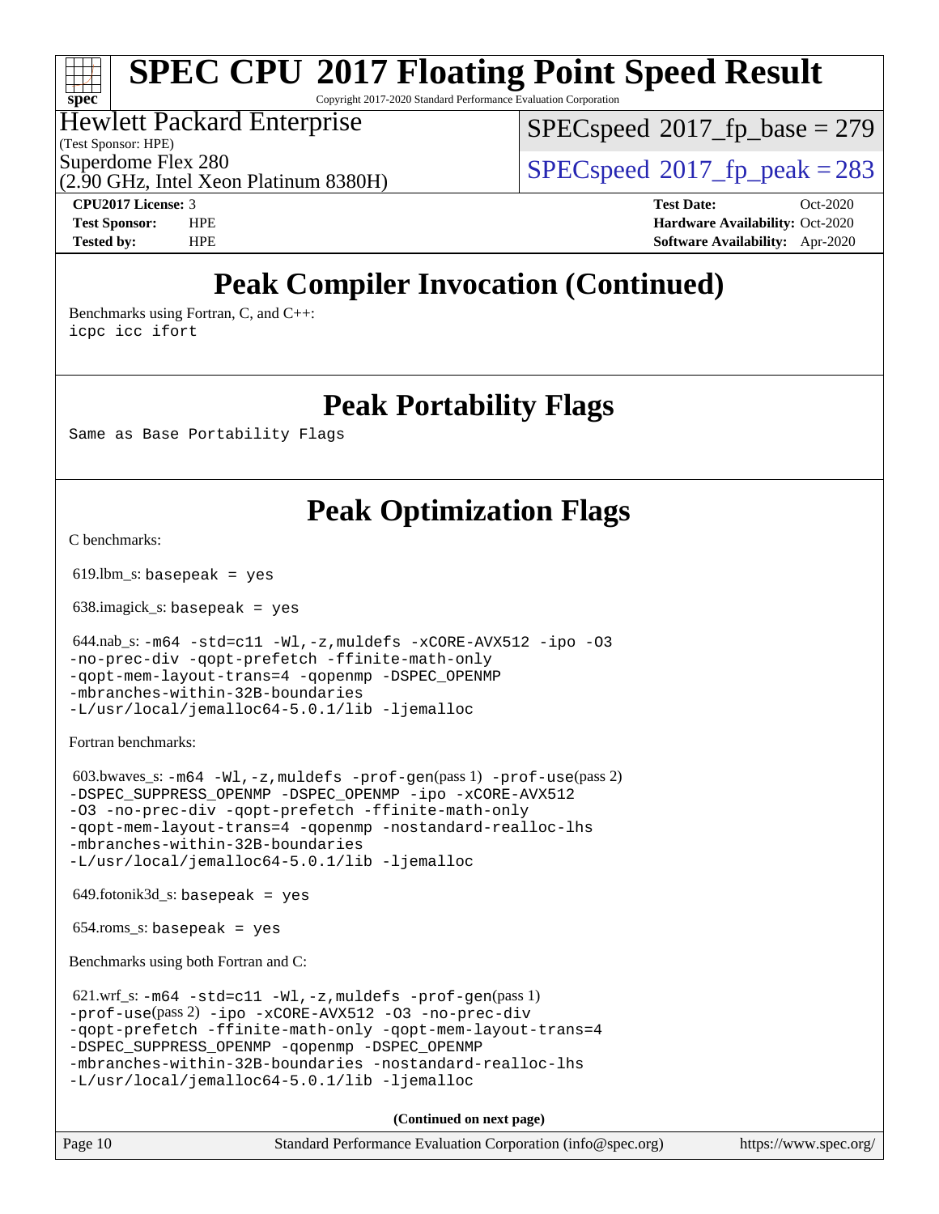# SPEC CPU 2017 Floating Point Speed Result

Copyright 2017-2020 Standard Performance Evaluation Corporation

Hewlett Packard Enterprise
(Test Sponsor: HPE)
Superdome Flex 280
(2.90 GHz, Intel Xeon Platinum 8380H)

SPECspeed 2017_fp_base = 279

SPECspeed 2017_fp_peak = 283

**CPU2017 License:** 3
**Test Sponsor:** HPE
**Tested by:** HPE

**Test Date:** Oct-2020
**Hardware Availability:** Oct-2020
**Software Availability:** Apr-2020

## Peak Compiler Invocation (Continued)

Benchmarks using Fortran, C, and C++:

```
icpc icc ifort
```

## Peak Portability Flags

Same as Base Portability Flags

## Peak Optimization Flags

C benchmarks:

619.lbm_s: `basepeak = yes`

638.imagick_s: `basepeak = yes`

644.nab_s:
```
-m64 -std=c11 -Wl,-z,muldefs -xCORE-AVX512 -ipo -O3
-no-prec-div -qopt-prefetch -ffinite-math-only
-qopt-mem-layout-trans=4 -qopenmp -DSPEC_OPENMP
-mbranches-within-32B-boundaries
-L/usr/local/jemalloc64-5.0.1/lib -ljemalloc
```

Fortran benchmarks:

603.bwaves_s:
```
-m64 -Wl,-z,muldefs -prof-gen(pass 1) -prof-use(pass 2)
-DSPEC_SUPPRESS_OPENMP -DSPEC_OPENMP -ipo -xCORE-AVX512
-O3 -no-prec-div -qopt-prefetch -ffinite-math-only
-qopt-mem-layout-trans=4 -qopenmp -nostandard-realloc-lhs
-mbranches-within-32B-boundaries
-L/usr/local/jemalloc64-5.0.1/lib -ljemalloc
```

649.fotonik3d_s: `basepeak = yes`

654.roms_s: `basepeak = yes`

Benchmarks using both Fortran and C:

621.wrf_s:
```
-m64 -std=c11 -Wl,-z,muldefs -prof-gen(pass 1)
-prof-use(pass 2) -ipo -xCORE-AVX512 -O3 -no-prec-div
-qopt-prefetch -ffinite-math-only -qopt-mem-layout-trans=4
-DSPEC_SUPPRESS_OPENMP -qopenmp -DSPEC_OPENMP
-mbranches-within-32B-boundaries -nostandard-realloc-lhs
-L/usr/local/jemalloc64-5.0.1/lib -ljemalloc
```

**(Continued on next page)**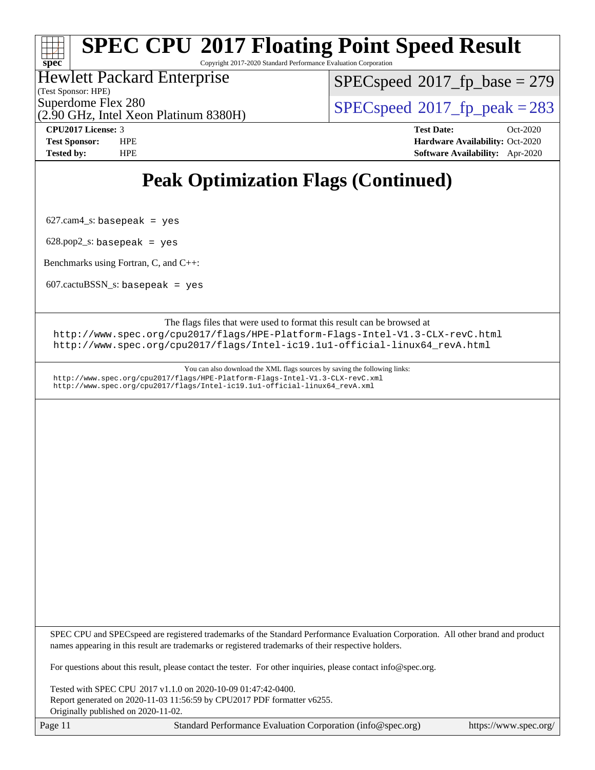# Peak Optimization Flags (Continued)

627.cam4_s: basepeak = yes

628.pop2_s: basepeak = yes

Benchmarks using Fortran, C, and C++:

607.cactuBSSN_s: basepeak = yes

The flags files that were used to format this result can be browsed at
http://www.spec.org/cpu2017/flags/HPE-Platform-Flags-Intel-V1.3-CLX-revC.html
http://www.spec.org/cpu2017/flags/Intel-ic19.1u1-official-linux64_revA.html

You can also download the XML flags sources by saving the following links:
http://www.spec.org/cpu2017/flags/HPE-Platform-Flags-Intel-V1.3-CLX-revC.xml
http://www.spec.org/cpu2017/flags/Intel-ic19.1u1-official-linux64_revA.xml

SPEC CPU and SPECspeed are registered trademarks of the Standard Performance Evaluation Corporation. All other brand and product names appearing in this result are trademarks or registered trademarks of their respective holders.

For questions about this result, please contact the tester. For other inquiries, please contact info@spec.org.

Tested with SPEC CPU 2017 v1.1.0 on 2020-10-09 01:47:42-0400.
Report generated on 2020-11-03 11:56:59 by CPU2017 PDF formatter v6255.
Originally published on 2020-11-02.